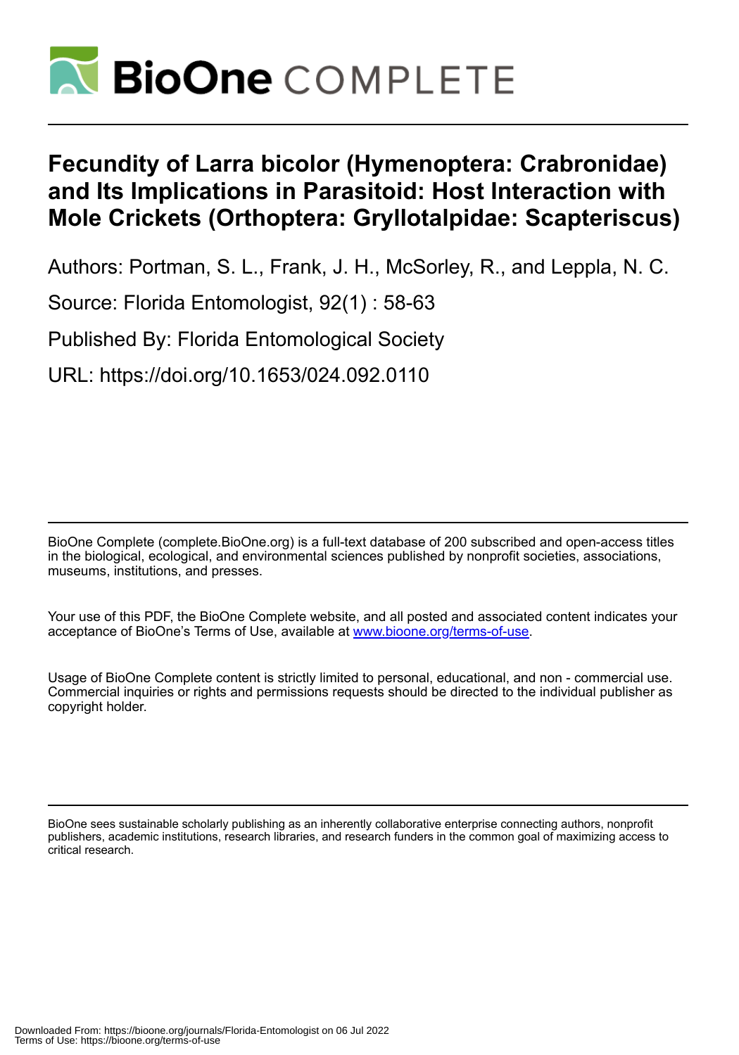# Fecundity of Larra bicolor (Hymenoptera: Crabronidae) and Its Implications in Parasitoid: Host Interaction with Mole Crickets (Orthoptera: Gryllotalpidae: Scapteriscus)

Authors: Portman, S. L., Frank, J. H., McSorley, R., and Leppla, N. C.

Source: Florida Entomologist, 92(1) : 58-63

Published By: Florida Entomological Society

URL: https://doi.org/10.1653/024.092.0110

BioOne Complete (complete.BioOne.org) is a full-text database of 200 subscribed and open-access titles in the biological, ecological, and environmental sciences published by nonprofit societies, associations, museums, institutions, and presses.

Your use of this PDF, the BioOne Complete website, and all posted and associated content indicates your acceptance of BioOne's Terms of Use, available at www.bioone.org/terms-of-use.

Usage of BioOne Complete content is strictly limited to personal, educational, and non - commercial use. Commercial inquiries or rights and permissions requests should be directed to the individual publisher as copyright holder.

BioOne sees sustainable scholarly publishing as an inherently collaborative enterprise connecting authors, nonprofit publishers, academic institutions, research libraries, and research funders in the common goal of maximizing access to critical research.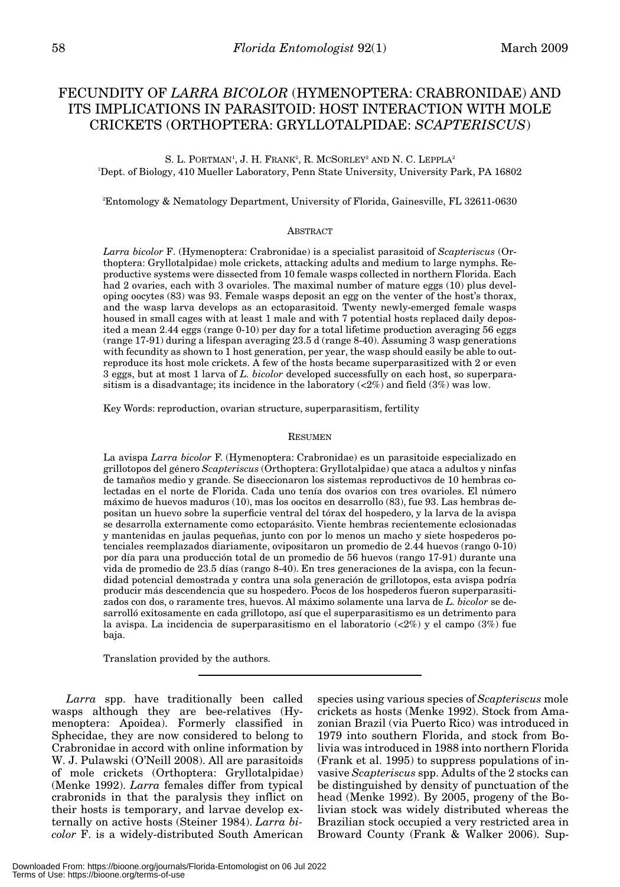# FECUNDITY OF *LARRA BICOLOR* (HYMENOPTERA: CRABRONIDAE) AND ITS IMPLICATIONS IN PARASITOID: HOST INTERACTION WITH MOLE CRICKETS (ORTHOPTERA: GRYLLOTALPIDAE: *SCAPTERISCUS*)

S. L. PORTMAN[1], J. H. FRANK[2], R. MCSORLEY[2] AND N. C. LEPPLA[2]

[1]Dept. of Biology, 410 Mueller Laboratory, Penn State University, University Park, PA 16802

[2]Entomology & Nematology Department, University of Florida, Gainesville, FL 32611-0630

## ABSTRACT

*Larra bicolor* F. (Hymenoptera: Crabronidae) is a specialist parasitoid of *Scapteriscus* (Orthoptera: Gryllotalpidae) mole crickets, attacking adults and medium to large nymphs. Reproductive systems were dissected from 10 female wasps collected in northern Florida. Each had 2 ovaries, each with 3 ovarioles. The maximal number of mature eggs (10) plus developing oocytes (83) was 93. Female wasps deposit an egg on the venter of the host's thorax, and the wasp larva develops as an ectoparasitoid. Twenty newly-emerged female wasps housed in small cages with at least 1 male and with 7 potential hosts replaced daily deposited a mean 2.44 eggs (range 0-10) per day for a total lifetime production averaging 56 eggs (range 17-91) during a lifespan averaging 23.5 d (range 8-40). Assuming 3 wasp generations with fecundity as shown to 1 host generation, per year, the wasp should easily be able to outreproduce its host mole crickets. A few of the hosts became superparasitized with 2 or even 3 eggs, but at most 1 larva of *L. bicolor* developed successfully on each host, so superparasitism is a disadvantage; its incidence in the laboratory (<2%) and field (3%) was low.

Key Words: reproduction, ovarian structure, superparasitism, fertility

## RESUMEN

La avispa *Larra bicolor* F. (Hymenoptera: Crabronidae) es un parasitoide especializado en grillotopos del género *Scapteriscus* (Orthoptera: Gryllotalpidae) que ataca a adultos y ninfas de tamaños medio y grande. Se diseccionaron los sistemas reproductivos de 10 hembras colectadas en el norte de Florida. Cada uno tenía dos ovarios con tres ovarioles. El número máximo de huevos maduros (10), mas los oocitos en desarrollo (83), fue 93. Las hembras depositan un huevo sobre la superficie ventral del tórax del hospedero, y la larva de la avispa se desarrolla externamente como ectoparásito. Viente hembras recientemente eclosionadas y mantenidas en jaulas pequeñas, junto con por lo menos un macho y siete hospederos potenciales reemplazados diariamente, ovipositaron un promedio de 2.44 huevos (rango 0-10) por día para una producción total de un promedio de 56 huevos (rango 17-91) durante una vida de promedio de 23.5 días (rango 8-40). En tres generaciones de la avispa, con la fecundidad potencial demostrada y contra una sola generación de grillotopos, esta avispa podría producir más descendencia que su hospedero. Pocos de los hospederos fueron superparasitizados con dos, o raramente tres, huevos. Al máximo solamente una larva de *L. bicolor* se desarrolló exitosamente en cada grillotopo, así que el superparasitismo es un detrimento para la avispa. La incidencia de superparasitismo en el laboratorio (<2%) y el campo (3%) fue baja.

Translation provided by the authors.

---

*Larra* spp. have traditionally been called wasps although they are bee-relatives (Hymenoptera: Apoidea). Formerly classified in Sphecidae, they are now considered to belong to Crabronidae in accord with online information by W. J. Pulawski (O'Neill 2008). All are parasitoids of mole crickets (Orthoptera: Gryllotalpidae) (Menke 1992). *Larra* females differ from typical crabronids in that the paralysis they inflict on their hosts is temporary, and larvae develop externally on active hosts (Steiner 1984). *Larra bicolor* F. is a widely-distributed South American species using various species of *Scapteriscus* mole crickets as hosts (Menke 1992). Stock from Amazonian Brazil (via Puerto Rico) was introduced in 1979 into southern Florida, and stock from Bolivia was introduced in 1988 into northern Florida (Frank et al. 1995) to suppress populations of invasive *Scapteriscus* spp. Adults of the 2 stocks can be distinguished by density of punctuation of the head (Menke 1992). By 2005, progeny of the Bolivian stock was widely distributed whereas the Brazilian stock occupied a very restricted area in Broward County (Frank & Walker 2006). Sup-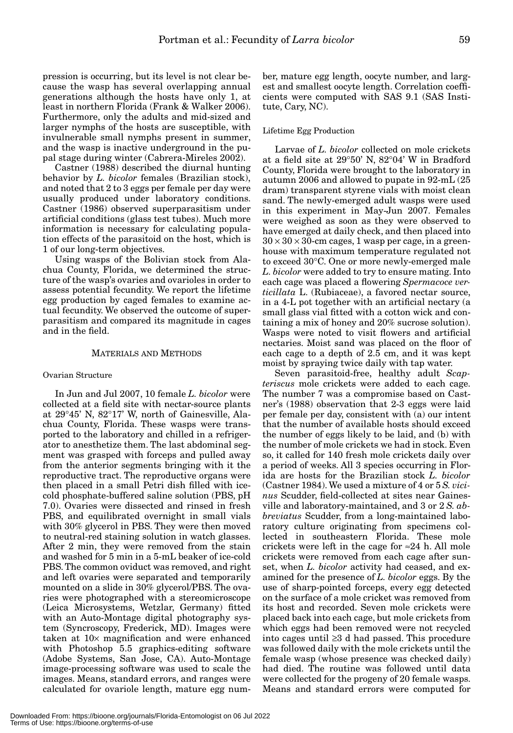pression is occurring, but its level is not clear because the wasp has several overlapping annual generations although the hosts have only 1, at least in northern Florida (Frank & Walker 2006). Furthermore, only the adults and mid-sized and larger nymphs of the hosts are susceptible, with invulnerable small nymphs present in summer, and the wasp is inactive underground in the pupal stage during winter (Cabrera-Mireles 2002).

Castner (1988) described the diurnal hunting behavior by *L. bicolor* females (Brazilian stock), and noted that 2 to 3 eggs per female per day were usually produced under laboratory conditions. Castner (1986) observed superparasitism under artificial conditions (glass test tubes). Much more information is necessary for calculating population effects of the parasitoid on the host, which is 1 of our long-term objectives.

Using wasps of the Bolivian stock from Alachua County, Florida, we determined the structure of the wasp's ovaries and ovarioles in order to assess potential fecundity. We report the lifetime egg production by caged females to examine actual fecundity. We observed the outcome of superparasitism and compared its magnitude in cages and in the field.

## MATERIALS AND METHODS

### Ovarian Structure

In Jun and Jul 2007, 10 female *L. bicolor* were collected at a field site with nectar-source plants at 29°45' N, 82°17' W, north of Gainesville, Alachua County, Florida. These wasps were transported to the laboratory and chilled in a refrigerator to anesthetize them. The last abdominal segment was grasped with forceps and pulled away from the anterior segments bringing with it the reproductive tract. The reproductive organs were then placed in a small Petri dish filled with ice-cold phosphate-buffered saline solution (PBS, pH 7.0). Ovaries were dissected and rinsed in fresh PBS, and equilibrated overnight in small vials with 30% glycerol in PBS. They were then moved to neutral-red staining solution in watch glasses. After 2 min, they were removed from the stain and washed for 5 min in a 5-mL beaker of ice-cold PBS. The common oviduct was removed, and right and left ovaries were separated and temporarily mounted on a slide in 30% glycerol/PBS. The ovaries were photographed with a stereomicroscope (Leica Microsystems, Wetzlar, Germany) fitted with an Auto-Montage digital photography system (Syncroscopy, Frederick, MD). Images were taken at 10× magnification and were enhanced with Photoshop 5.5 graphics-editing software (Adobe Systems, San Jose, CA). Auto-Montage image-processing software was used to scale the images. Means, standard errors, and ranges were calculated for ovariole length, mature egg number, mature egg length, oocyte number, and largest and smallest oocyte length. Correlation coefficients were computed with SAS 9.1 (SAS Institute, Cary, NC).

### Lifetime Egg Production

Larvae of *L. bicolor* collected on mole crickets at a field site at 29°50' N, 82°04' W in Bradford County, Florida were brought to the laboratory in autumn 2006 and allowed to pupate in 92-mL (25 dram) transparent styrene vials with moist clean sand. The newly-emerged adult wasps were used in this experiment in May-Jun 2007. Females were weighed as soon as they were observed to have emerged at daily check, and then placed into $30 \times 30 \times 30$-cm cages, 1 wasp per cage, in a greenhouse with maximum temperature regulated not to exceed 30°C. One or more newly-emerged male *L. bicolor* were added to try to ensure mating. Into each cage was placed a flowering *Spermacoce verticillata* L. (Rubiaceae), a favored nectar source, in a 4-L pot together with an artificial nectary (a small glass vial fitted with a cotton wick and containing a mix of honey and 20% sucrose solution). Wasps were noted to visit flowers and artificial nectaries. Moist sand was placed on the floor of each cage to a depth of 2.5 cm, and it was kept moist by spraying twice daily with tap water.

Seven parasitoid-free, healthy adult *Scapteriscus* mole crickets were added to each cage. The number 7 was a compromise based on Castner's (1988) observation that 2-3 eggs were laid per female per day, consistent with (a) our intent that the number of available hosts should exceed the number of eggs likely to be laid, and (b) with the number of mole crickets we had in stock. Even so, it called for 140 fresh mole crickets daily over a period of weeks. All 3 species occurring in Florida are hosts for the Brazilian stock *L. bicolor* (Castner 1984). We used a mixture of 4 or 5 *S. vicinus* Scudder, field-collected at sites near Gainesville and laboratory-maintained, and 3 or 2 *S. abbreviatus* Scudder, from a long-maintained laboratory culture originating from specimens collected in southeastern Florida. These mole crickets were left in the cage for ≈24 h. All mole crickets were removed from each cage after sunset, when *L. bicolor* activity had ceased, and examined for the presence of *L. bicolor* eggs. By the use of sharp-pointed forceps, every egg detected on the surface of a mole cricket was removed from its host and recorded. Seven mole crickets were placed back into each cage, but mole crickets from which eggs had been removed were not recycled into cages until ≥3 d had passed. This procedure was followed daily with the mole crickets until the female wasp (whose presence was checked daily) had died. The routine was followed until data were collected for the progeny of 20 female wasps. Means and standard errors were computed for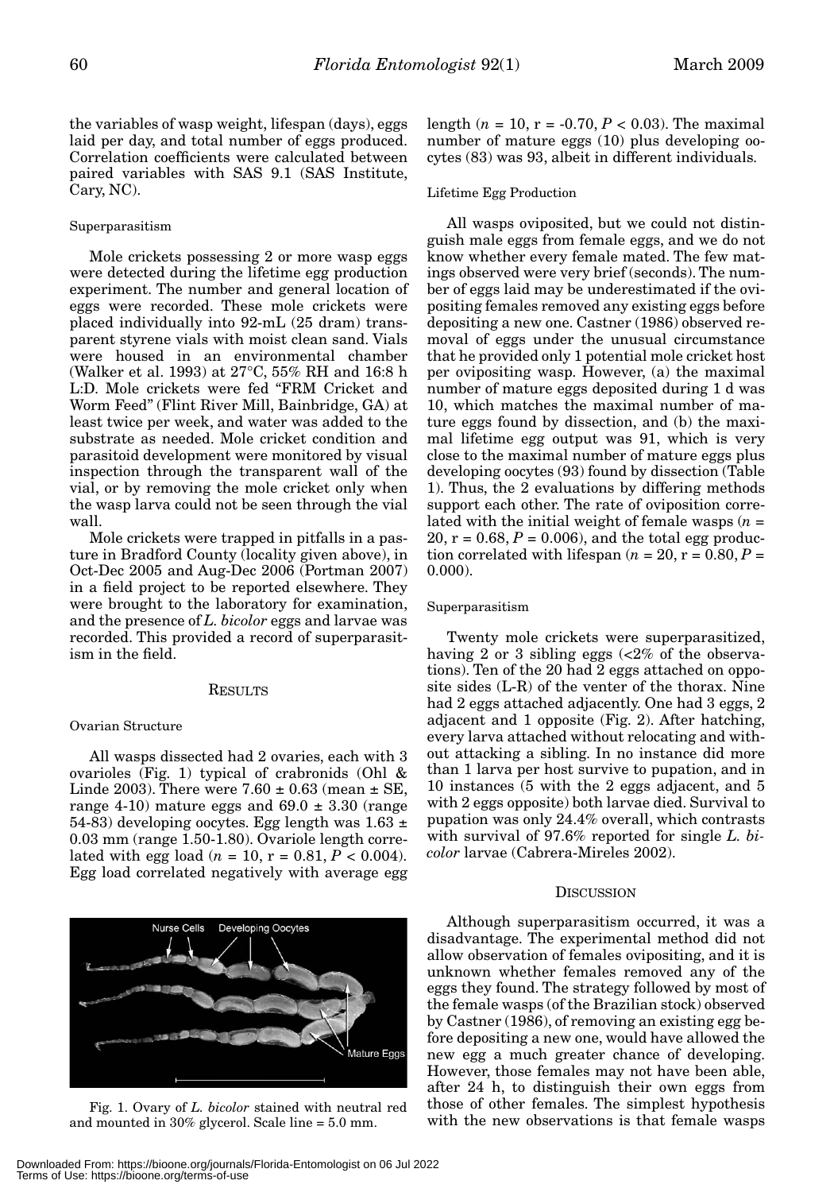the variables of wasp weight, lifespan (days), eggs laid per day, and total number of eggs produced. Correlation coefficients were calculated between paired variables with SAS 9.1 (SAS Institute, Cary, NC).

### Superparasitism

Mole crickets possessing 2 or more wasp eggs were detected during the lifetime egg production experiment. The number and general location of eggs were recorded. These mole crickets were placed individually into 92-mL (25 dram) transparent styrene vials with moist clean sand. Vials were housed in an environmental chamber (Walker et al. 1993) at 27°C, 55% RH and 16:8 h L:D. Mole crickets were fed "FRM Cricket and Worm Feed" (Flint River Mill, Bainbridge, GA) at least twice per week, and water was added to the substrate as needed. Mole cricket condition and parasitoid development were monitored by visual inspection through the transparent wall of the vial, or by removing the mole cricket only when the wasp larva could not be seen through the vial wall.

Mole crickets were trapped in pitfalls in a pasture in Bradford County (locality given above), in Oct-Dec 2005 and Aug-Dec 2006 (Portman 2007) in a field project to be reported elsewhere. They were brought to the laboratory for examination, and the presence of *L. bicolor* eggs and larvae was recorded. This provided a record of superparasitism in the field.

## RESULTS

### Ovarian Structure

All wasps dissected had 2 ovaries, each with 3 ovarioles (Fig. 1) typical of crabronids (Ohl & Linde 2003). There were 7.60 ± 0.63 (mean ± SE, range 4-10) mature eggs and 69.0 ± 3.30 (range 54-83) developing oocytes. Egg length was 1.63 ± 0.03 mm (range 1.50-1.80). Ovariole length correlated with egg load ($n = 10$, $r = 0.81$, $P < 0.004$). Egg load correlated negatively with average egg length ($n = 10$, $r = -0.70$, $P < 0.03$). The maximal number of mature eggs (10) plus developing oocytes (83) was 93, albeit in different individuals.

Fig. 1. Ovary of *L. bicolor* stained with neutral red and mounted in 30% glycerol. Scale line = 5.0 mm.

### Lifetime Egg Production

All wasps oviposited, but we could not distinguish male eggs from female eggs, and we do not know whether every female mated. The few matings observed were very brief (seconds). The number of eggs laid may be underestimated if the ovipositing females removed any existing eggs before depositing a new one. Castner (1986) observed removal of eggs under the unusual circumstance that he provided only 1 potential mole cricket host per ovipositing wasp. However, (a) the maximal number of mature eggs deposited during 1 d was 10, which matches the maximal number of mature eggs found by dissection, and (b) the maximal lifetime egg output was 91, which is very close to the maximal number of mature eggs plus developing oocytes (93) found by dissection (Table 1). Thus, the 2 evaluations by differing methods support each other. The rate of oviposition correlated with the initial weight of female wasps ($n = 20$, $r = 0.68$, $P = 0.006$), and the total egg production correlated with lifespan ($n = 20$, $r = 0.80$, $P = 0.000$).

### Superparasitism

Twenty mole crickets were superparasitized, having 2 or 3 sibling eggs (<2% of the observations). Ten of the 20 had 2 eggs attached on opposite sides (L-R) of the venter of the thorax. Nine had 2 eggs attached adjacently. One had 3 eggs, 2 adjacent and 1 opposite (Fig. 2). After hatching, every larva attached without relocating and without attacking a sibling. In no instance did more than 1 larva per host survive to pupation, and in 10 instances (5 with the 2 eggs adjacent, and 5 with 2 eggs opposite) both larvae died. Survival to pupation was only 24.4% overall, which contrasts with survival of 97.6% reported for single *L. bicolor* larvae (Cabrera-Mireles 2002).

## DISCUSSION

Although superparasitism occurred, it was a disadvantage. The experimental method did not allow observation of females ovipositing, and it is unknown whether females removed any of the eggs they found. The strategy followed by most of the female wasps (of the Brazilian stock) observed by Castner (1986), of removing an existing egg before depositing a new one, would have allowed the new egg a much greater chance of developing. However, those females may not have been able, after 24 h, to distinguish their own eggs from those of other females. The simplest hypothesis with the new observations is that female wasps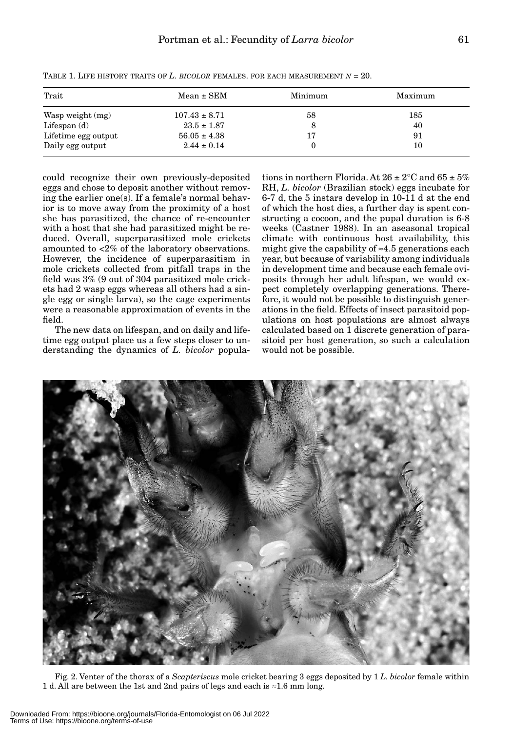TABLE 1. LIFE HISTORY TRAITS OF *L. BICOLOR* FEMALES. FOR EACH MEASUREMENT $N = 20$.

| Trait | Mean ± SEM | Minimum | Maximum |
|---|---|---|---|
| Wasp weight (mg) | 107.43 ± 8.71 | 58 | 185 |
| Lifespan (d) | 23.5 ± 1.87 | 8 | 40 |
| Lifetime egg output | 56.05 ± 4.38 | 17 | 91 |
| Daily egg output | 2.44 ± 0.14 | 0 | 10 |

could recognize their own previously-deposited eggs and chose to deposit another without removing the earlier one(s). If a female's normal behavior is to move away from the proximity of a host she has parasitized, the chance of re-encounter with a host that she had parasitized might be reduced. Overall, superparasitized mole crickets amounted to <2% of the laboratory observations. However, the incidence of superparasitism in mole crickets collected from pitfall traps in the field was 3% (9 out of 304 parasitized mole crickets had 2 wasp eggs whereas all others had a single egg or single larva), so the cage experiments were a reasonable approximation of events in the field.

The new data on lifespan, and on daily and lifetime egg output place us a few steps closer to understanding the dynamics of *L. bicolor* populations in northern Florida. At 26 ± 2°C and 65 ± 5% RH, *L. bicolor* (Brazilian stock) eggs incubate for 6-7 d, the 5 instars develop in 10-11 d at the end of which the host dies, a further day is spent constructing a cocoon, and the pupal duration is 6-8 weeks (Castner 1988). In an aseasonal tropical climate with continuous host availability, this might give the capability of ≈4.5 generations each year, but because of variability among individuals in development time and because each female oviposits through her adult lifespan, we would expect completely overlapping generations. Therefore, it would not be possible to distinguish generations in the field. Effects of insect parasitoid populations on host populations are almost always calculated based on 1 discrete generation of parasitoid per host generation, so such a calculation would not be possible.

Fig. 2. Venter of the thorax of a *Scapteriscus* mole cricket bearing 3 eggs deposited by 1 *L. bicolor* female within 1 d. All are between the 1st and 2nd pairs of legs and each is ≈1.6 mm long.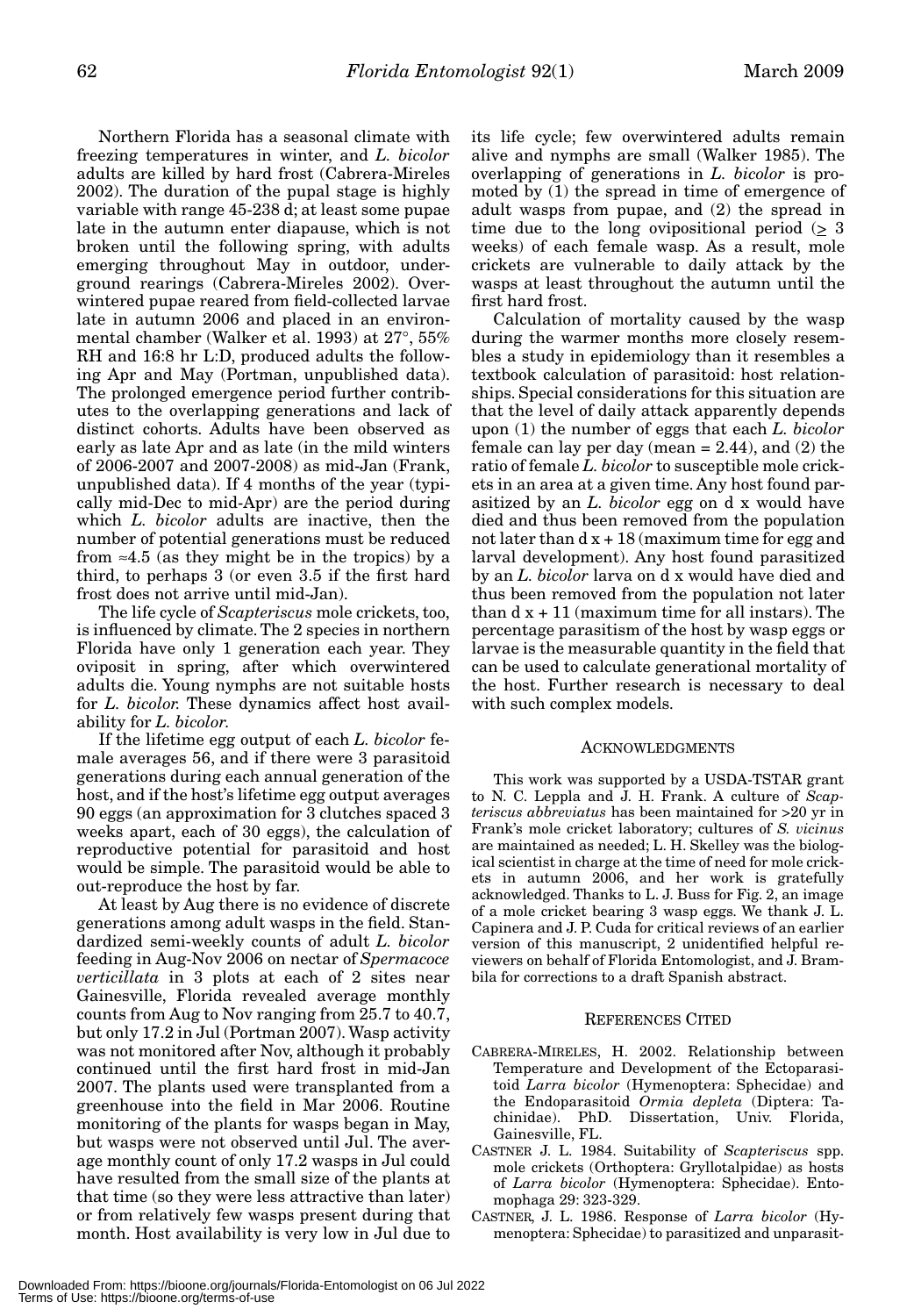Northern Florida has a seasonal climate with freezing temperatures in winter, and *L. bicolor* adults are killed by hard frost (Cabrera-Mireles 2002). The duration of the pupal stage is highly variable with range 45-238 d; at least some pupae late in the autumn enter diapause, which is not broken until the following spring, with adults emerging throughout May in outdoor, underground rearings (Cabrera-Mireles 2002). Overwintered pupae reared from field-collected larvae late in autumn 2006 and placed in an environmental chamber (Walker et al. 1993) at 27°, 55% RH and 16:8 hr L:D, produced adults the following Apr and May (Portman, unpublished data). The prolonged emergence period further contributes to the overlapping generations and lack of distinct cohorts. Adults have been observed as early as late Apr and as late (in the mild winters of 2006-2007 and 2007-2008) as mid-Jan (Frank, unpublished data). If 4 months of the year (typically mid-Dec to mid-Apr) are the period during which *L. bicolor* adults are inactive, then the number of potential generations must be reduced from ≈4.5 (as they might be in the tropics) by a third, to perhaps 3 (or even 3.5 if the first hard frost does not arrive until mid-Jan).

The life cycle of *Scapteriscus* mole crickets, too, is influenced by climate. The 2 species in northern Florida have only 1 generation each year. They oviposit in spring, after which overwintered adults die. Young nymphs are not suitable hosts for *L. bicolor.* These dynamics affect host availability for *L. bicolor.*

If the lifetime egg output of each *L. bicolor* female averages 56, and if there were 3 parasitoid generations during each annual generation of the host, and if the host's lifetime egg output averages 90 eggs (an approximation for 3 clutches spaced 3 weeks apart, each of 30 eggs), the calculation of reproductive potential for parasitoid and host would be simple. The parasitoid would be able to out-reproduce the host by far.

At least by Aug there is no evidence of discrete generations among adult wasps in the field. Standardized semi-weekly counts of adult *L. bicolor* feeding in Aug-Nov 2006 on nectar of *Spermacoce verticillata* in 3 plots at each of 2 sites near Gainesville, Florida revealed average monthly counts from Aug to Nov ranging from 25.7 to 40.7, but only 17.2 in Jul (Portman 2007). Wasp activity was not monitored after Nov, although it probably continued until the first hard frost in mid-Jan 2007. The plants used were transplanted from a greenhouse into the field in Mar 2006. Routine monitoring of the plants for wasps began in May, but wasps were not observed until Jul. The average monthly count of only 17.2 wasps in Jul could have resulted from the small size of the plants at that time (so they were less attractive than later) or from relatively few wasps present during that month. Host availability is very low in Jul due to its life cycle; few overwintered adults remain alive and nymphs are small (Walker 1985). The overlapping of generations in *L. bicolor* is promoted by (1) the spread in time of emergence of adult wasps from pupae, and (2) the spread in time due to the long ovipositional period ($\geq$ 3 weeks) of each female wasp. As a result, mole crickets are vulnerable to daily attack by the wasps at least throughout the autumn until the first hard frost.

Calculation of mortality caused by the wasp during the warmer months more closely resembles a study in epidemiology than it resembles a textbook calculation of parasitoid: host relationships. Special considerations for this situation are that the level of daily attack apparently depends upon (1) the number of eggs that each *L. bicolor* female can lay per day (mean = 2.44), and (2) the ratio of female *L. bicolor* to susceptible mole crickets in an area at a given time. Any host found parasitized by an *L. bicolor* egg on d x would have died and thus been removed from the population not later than d x + 18 (maximum time for egg and larval development). Any host found parasitized by an *L. bicolor* larva on d x would have died and thus been removed from the population not later than d x + 11 (maximum time for all instars). The percentage parasitism of the host by wasp eggs or larvae is the measurable quantity in the field that can be used to calculate generational mortality of the host. Further research is necessary to deal with such complex models.

## ACKNOWLEDGMENTS

This work was supported by a USDA-TSTAR grant to N. C. Leppla and J. H. Frank. A culture of *Scapteriscus abbreviatus* has been maintained for >20 yr in Frank's mole cricket laboratory; cultures of *S. vicinus* are maintained as needed; L. H. Skelley was the biological scientist in charge at the time of need for mole crickets in autumn 2006, and her work is gratefully acknowledged. Thanks to L. J. Buss for Fig. 2, an image of a mole cricket bearing 3 wasp eggs. We thank J. L. Capinera and J. P. Cuda for critical reviews of an earlier version of this manuscript, 2 unidentified helpful reviewers on behalf of Florida Entomologist, and J. Brambila for corrections to a draft Spanish abstract.

## REFERENCES CITED

CABRERA-MIRELES, H. 2002. Relationship between Temperature and Development of the Ectoparasitoid *Larra bicolor* (Hymenoptera: Sphecidae) and the Endoparasitoid *Ormia depleta* (Diptera: Tachinidae). PhD. Dissertation, Univ. Florida, Gainesville, FL.

CASTNER J. L. 1984. Suitability of *Scapteriscus* spp. mole crickets (Orthoptera: Gryllotalpidae) as hosts of *Larra bicolor* (Hymenoptera: Sphecidae). Entomophaga 29: 323-329.

CASTNER, J. L. 1986. Response of *Larra bicolor* (Hymenoptera: Sphecidae) to parasitized and unparasit-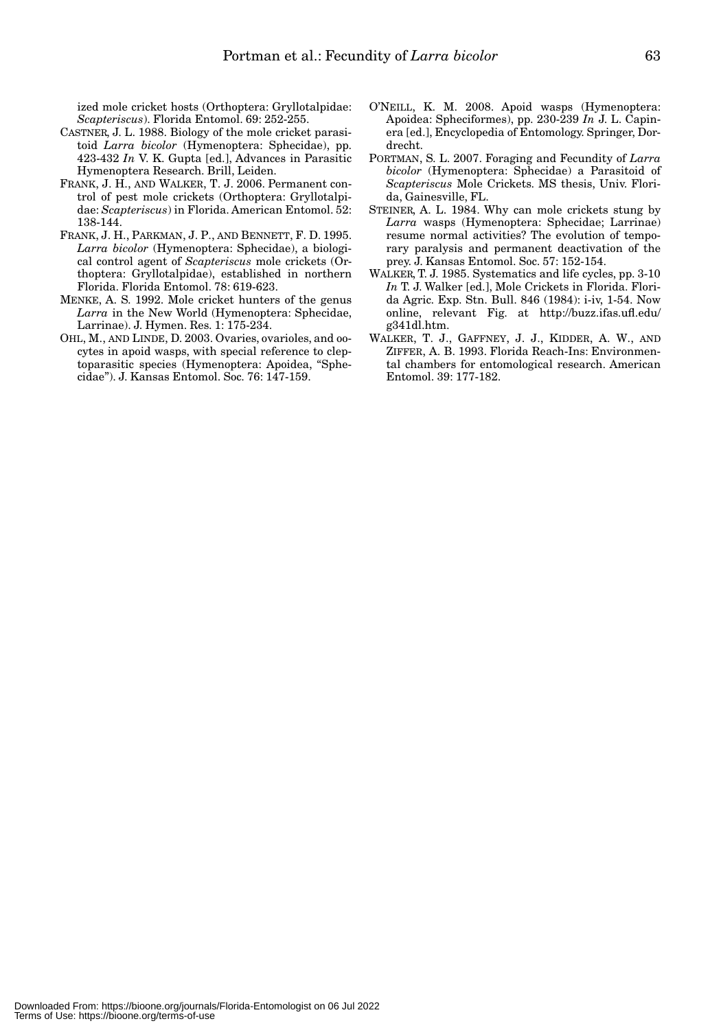ized mole cricket hosts (Orthoptera: Gryllotalpidae: *Scapteriscus*). Florida Entomol. 69: 252-255.

CASTNER, J. L. 1988. Biology of the mole cricket parasitoid *Larra bicolor* (Hymenoptera: Sphecidae), pp. 423-432 *In* V. K. Gupta [ed.], Advances in Parasitic Hymenoptera Research. Brill, Leiden.

FRANK, J. H., AND WALKER, T. J. 2006. Permanent control of pest mole crickets (Orthoptera: Gryllotalpidae: *Scapteriscus*) in Florida. American Entomol. 52: 138-144.

FRANK, J. H., PARKMAN, J. P., AND BENNETT, F. D. 1995. *Larra bicolor* (Hymenoptera: Sphecidae), a biological control agent of *Scapteriscus* mole crickets (Orthoptera: Gryllotalpidae), established in northern Florida. Florida Entomol. 78: 619-623.

MENKE, A. S. 1992. Mole cricket hunters of the genus *Larra* in the New World (Hymenoptera: Sphecidae, Larrinae). J. Hymen. Res. 1: 175-234.

OHL, M., AND LINDE, D. 2003. Ovaries, ovarioles, and oocytes in apoid wasps, with special reference to cleptoparasitic species (Hymenoptera: Apoidea, "Sphecidae"). J. Kansas Entomol. Soc. 76: 147-159.

O'NEILL, K. M. 2008. Apoid wasps (Hymenoptera: Apoidea: Spheciformes), pp. 230-239 *In* J. L. Capinera [ed.], Encyclopedia of Entomology. Springer, Dordrecht.

PORTMAN, S. L. 2007. Foraging and Fecundity of *Larra bicolor* (Hymenoptera: Sphecidae) a Parasitoid of *Scapteriscus* Mole Crickets. MS thesis, Univ. Florida, Gainesville, FL.

STEINER, A. L. 1984. Why can mole crickets stung by *Larra* wasps (Hymenoptera: Sphecidae; Larrinae) resume normal activities? The evolution of temporary paralysis and permanent deactivation of the prey. J. Kansas Entomol. Soc. 57: 152-154.

WALKER, T. J. 1985. Systematics and life cycles, pp. 3-10 *In* T. J. Walker [ed.], Mole Crickets in Florida. Florida Agric. Exp. Stn. Bull. 846 (1984): i-iv, 1-54. Now online, relevant Fig. at http://buzz.ifas.ufl.edu/g341dl.htm.

WALKER, T. J., GAFFNEY, J. J., KIDDER, A. W., AND ZIFFER, A. B. 1993. Florida Reach-Ins: Environmental chambers for entomological research. American Entomol. 39: 177-182.